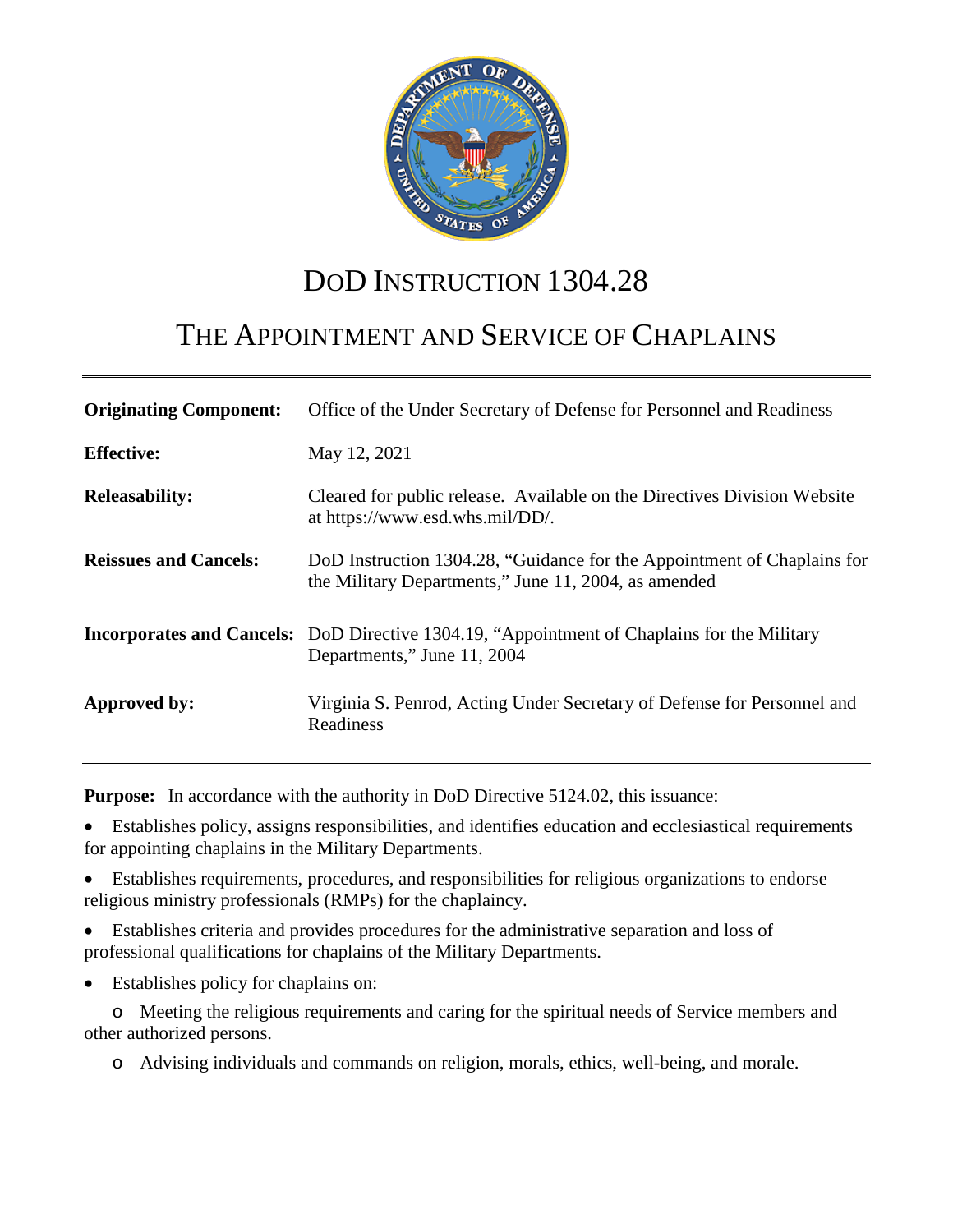# DoD INSTRUCTION 1304.28

# THE APPOINTMENT AND SERVICE OF CHAPLAINS

| | |
|---|---|
| **Originating Component:** | Office of the Under Secretary of Defense for Personnel and Readiness |
| **Effective:** | May 12, 2021 |
| **Releasability:** | Cleared for public release. Available on the Directives Division Website at https://www.esd.whs.mil/DD/. |
| **Reissues and Cancels:** | DoD Instruction 1304.28, "Guidance for the Appointment of Chaplains for the Military Departments," June 11, 2004, as amended |
| **Incorporates and Cancels:** | DoD Directive 1304.19, "Appointment of Chaplains for the Military Departments," June 11, 2004 |
| **Approved by:** | Virginia S. Penrod, Acting Under Secretary of Defense for Personnel and Readiness |

**Purpose:** In accordance with the authority in DoD Directive 5124.02, this issuance:

- Establishes policy, assigns responsibilities, and identifies education and ecclesiastical requirements for appointing chaplains in the Military Departments.
- Establishes requirements, procedures, and responsibilities for religious organizations to endorse religious ministry professionals (RMPs) for the chaplaincy.
- Establishes criteria and provides procedures for the administrative separation and loss of professional qualifications for chaplains of the Military Departments.
- Establishes policy for chaplains on:
  - Meeting the religious requirements and caring for the spiritual needs of Service members and other authorized persons.
  - Advising individuals and commands on religion, morals, ethics, well-being, and morale.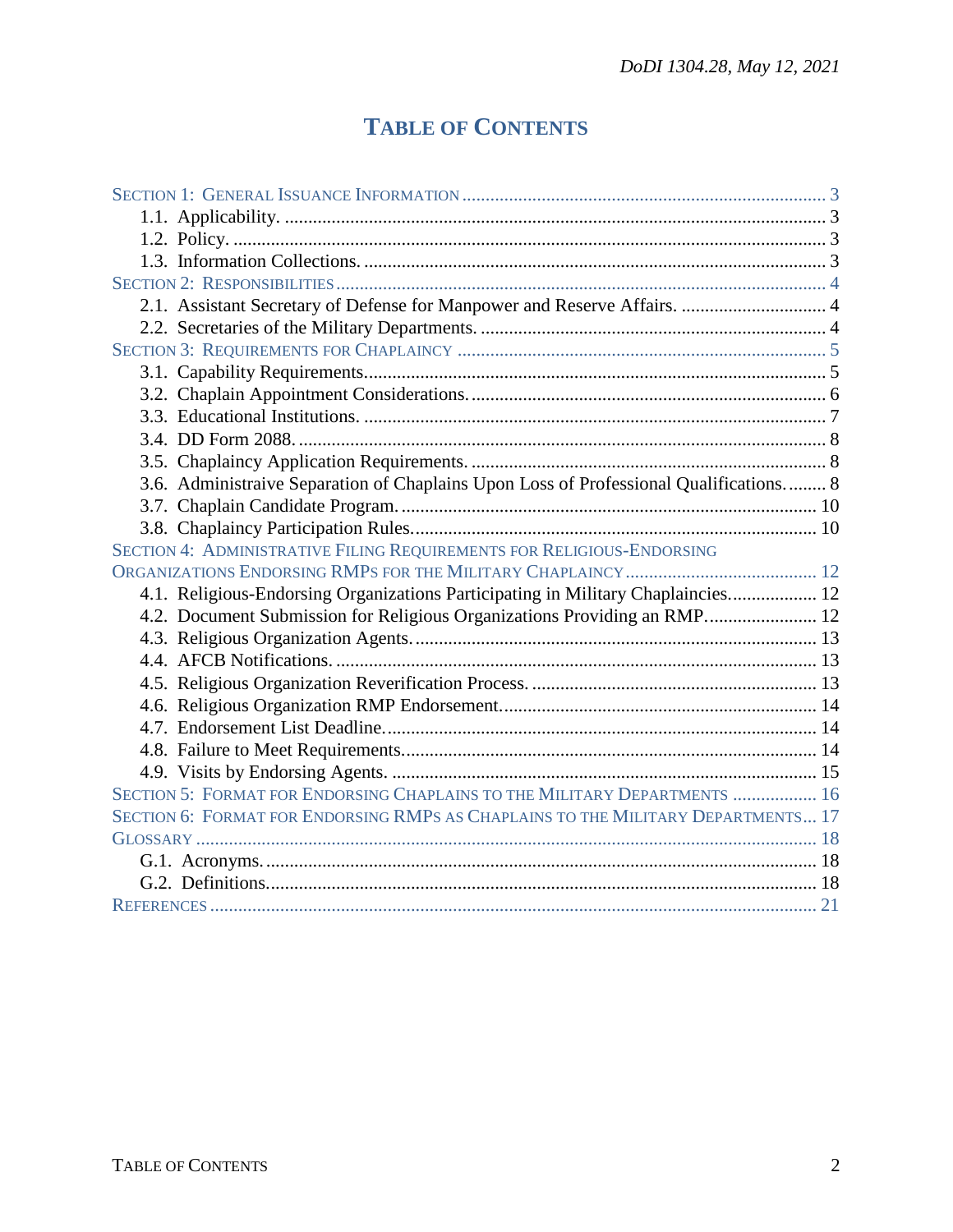# TABLE OF CONTENTS

SECTION 1: GENERAL ISSUANCE INFORMATION ............................................................................ 3
  1.1. Applicability. ................................................................................................................. 3
  1.2. Policy. ........................................................................................................................... 3
  1.3. Information Collections. ................................................................................................ 3
SECTION 2: RESPONSIBILITIES ...................................................................................................... 4
  2.1. Assistant Secretary of Defense for Manpower and Reserve Affairs. .............................. 4
  2.2. Secretaries of the Military Departments. ........................................................................ 4
SECTION 3: REQUIREMENTS FOR CHAPLAINCY ............................................................................. 5
  3.1. Capability Requirements. ................................................................................................ 5
  3.2. Chaplain Appointment Considerations. .......................................................................... 6
  3.3. Educational Institutions. ................................................................................................. 7
  3.4. DD Form 2088. ............................................................................................................... 8
  3.5. Chaplaincy Application Requirements. .......................................................................... 8
  3.6. Administraive Separation of Chaplains Upon Loss of Professional Qualifications. ........ 8
  3.7. Chaplain Candidate Program. ......................................................................................... 10
  3.8. Chaplaincy Participation Rules. ...................................................................................... 10
SECTION 4: ADMINISTRATIVE FILING REQUIREMENTS FOR RELIGIOUS-ENDORSING ORGANIZATIONS ENDORSING RMPS FOR THE MILITARY CHAPLAINCY ........................................ 12
  4.1. Religious-Endorsing Organizations Participating in Military Chaplaincies. ................. 12
  4.2. Document Submission for Religious Organizations Providing an RMP. ....................... 12
  4.3. Religious Organization Agents. ...................................................................................... 13
  4.4. AFCB Notifications. ...................................................................................................... 13
  4.5. Religious Organization Reverification Process. ............................................................ 13
  4.6. Religious Organization RMP Endorsement. ................................................................... 14
  4.7. Endorsement List Deadline. ........................................................................................... 14
  4.8. Failure to Meet Requirements. ....................................................................................... 14
  4.9. Visits by Endorsing Agents. ........................................................................................... 15
SECTION 5: FORMAT FOR ENDORSING CHAPLAINS TO THE MILITARY DEPARTMENTS .................. 16
SECTION 6: FORMAT FOR ENDORSING RMPS AS CHAPLAINS TO THE MILITARY DEPARTMENTS ... 17
GLOSSARY ................................................................................................................................... 18
  G.1. Acronyms. ..................................................................................................................... 18
  G.2. Definitions. .................................................................................................................... 18
REFERENCES ................................................................................................................................ 21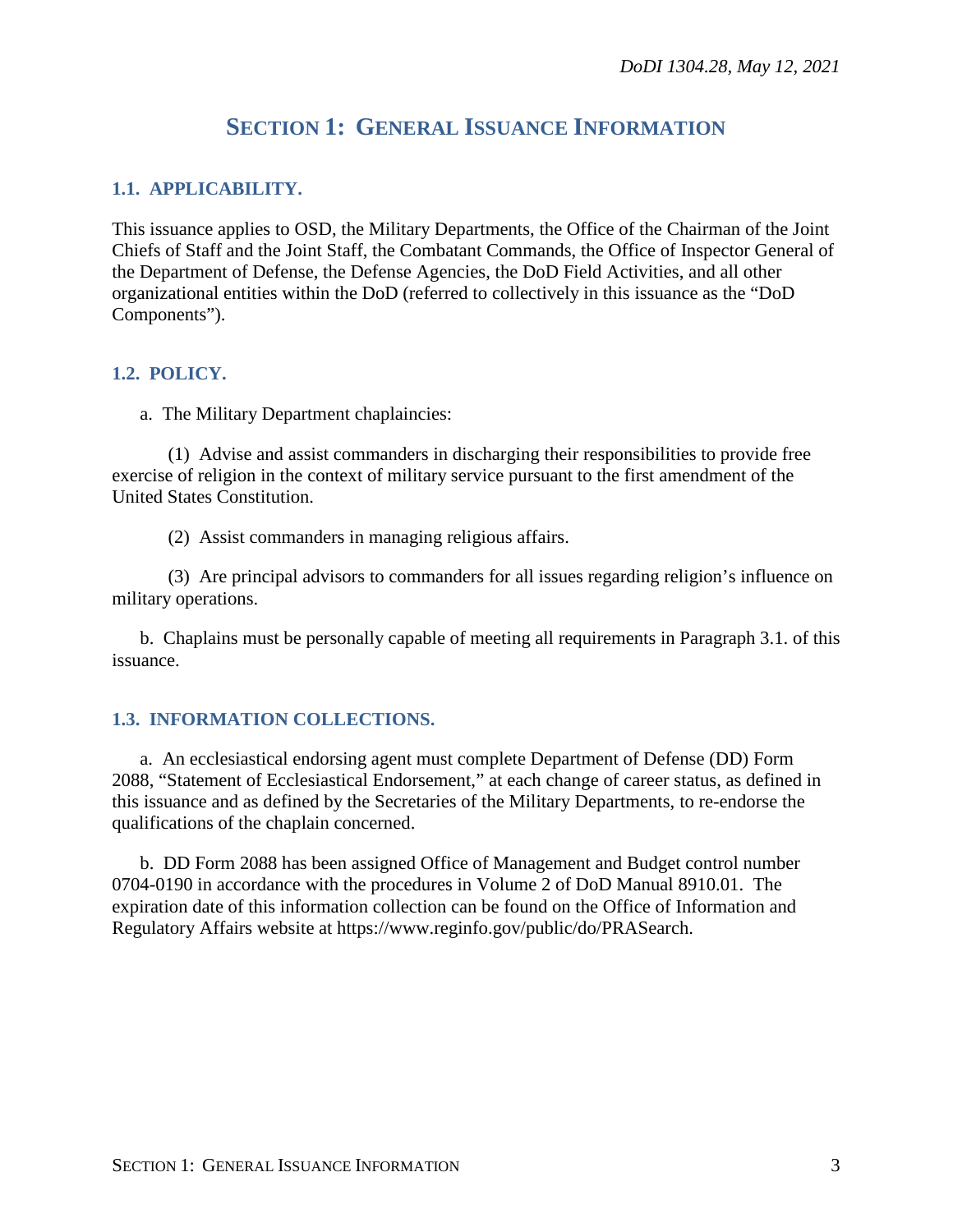# SECTION 1: GENERAL ISSUANCE INFORMATION

## 1.1. APPLICABILITY.

This issuance applies to OSD, the Military Departments, the Office of the Chairman of the Joint Chiefs of Staff and the Joint Staff, the Combatant Commands, the Office of Inspector General of the Department of Defense, the Defense Agencies, the DoD Field Activities, and all other organizational entities within the DoD (referred to collectively in this issuance as the "DoD Components").

## 1.2. POLICY.

a. The Military Department chaplaincies:

(1) Advise and assist commanders in discharging their responsibilities to provide free exercise of religion in the context of military service pursuant to the first amendment of the United States Constitution.

(2) Assist commanders in managing religious affairs.

(3) Are principal advisors to commanders for all issues regarding religion's influence on military operations.

b. Chaplains must be personally capable of meeting all requirements in Paragraph 3.1. of this issuance.

## 1.3. INFORMATION COLLECTIONS.

a. An ecclesiastical endorsing agent must complete Department of Defense (DD) Form 2088, "Statement of Ecclesiastical Endorsement," at each change of career status, as defined in this issuance and as defined by the Secretaries of the Military Departments, to re-endorse the qualifications of the chaplain concerned.

b. DD Form 2088 has been assigned Office of Management and Budget control number 0704-0190 in accordance with the procedures in Volume 2 of DoD Manual 8910.01. The expiration date of this information collection can be found on the Office of Information and Regulatory Affairs website at https://www.reginfo.gov/public/do/PRASearch.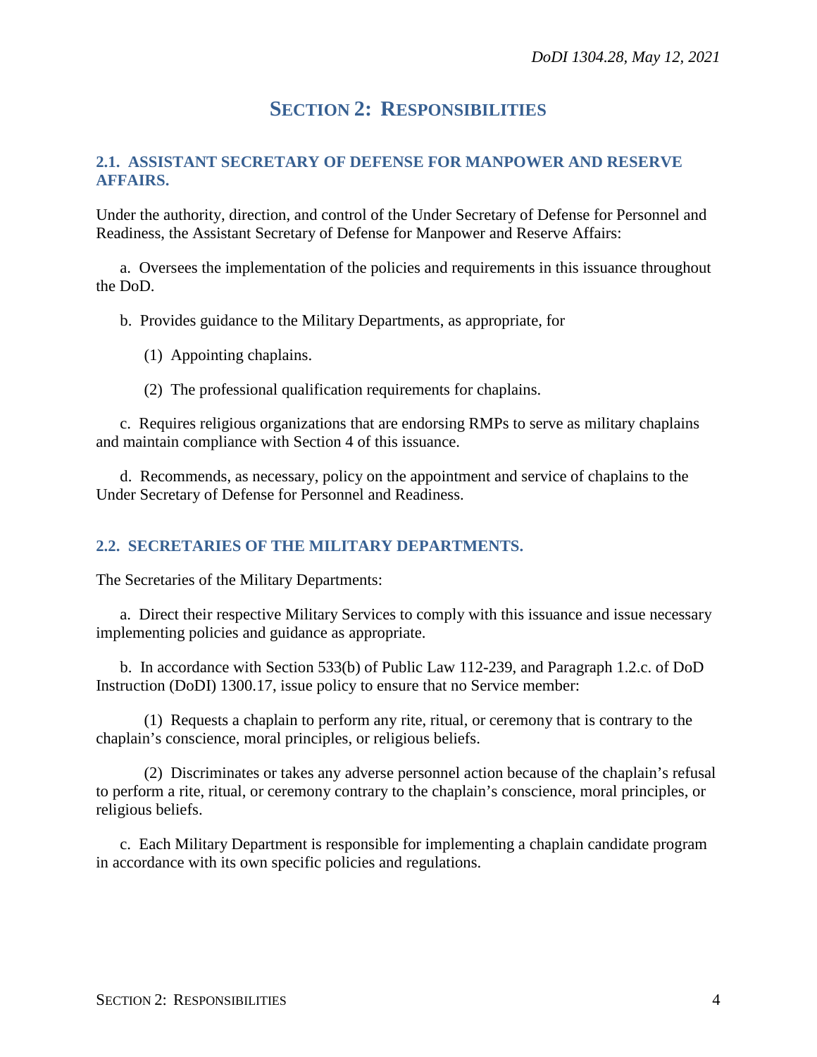# SECTION 2: RESPONSIBILITIES

## 2.1. ASSISTANT SECRETARY OF DEFENSE FOR MANPOWER AND RESERVE AFFAIRS.

Under the authority, direction, and control of the Under Secretary of Defense for Personnel and Readiness, the Assistant Secretary of Defense for Manpower and Reserve Affairs:

a. Oversees the implementation of the policies and requirements in this issuance throughout the DoD.

b. Provides guidance to the Military Departments, as appropriate, for

(1) Appointing chaplains.

(2) The professional qualification requirements for chaplains.

c. Requires religious organizations that are endorsing RMPs to serve as military chaplains and maintain compliance with Section 4 of this issuance.

d. Recommends, as necessary, policy on the appointment and service of chaplains to the Under Secretary of Defense for Personnel and Readiness.

## 2.2. SECRETARIES OF THE MILITARY DEPARTMENTS.

The Secretaries of the Military Departments:

a. Direct their respective Military Services to comply with this issuance and issue necessary implementing policies and guidance as appropriate.

b. In accordance with Section 533(b) of Public Law 112-239, and Paragraph 1.2.c. of DoD Instruction (DoDI) 1300.17, issue policy to ensure that no Service member:

(1) Requests a chaplain to perform any rite, ritual, or ceremony that is contrary to the chaplain's conscience, moral principles, or religious beliefs.

(2) Discriminates or takes any adverse personnel action because of the chaplain's refusal to perform a rite, ritual, or ceremony contrary to the chaplain's conscience, moral principles, or religious beliefs.

c. Each Military Department is responsible for implementing a chaplain candidate program in accordance with its own specific policies and regulations.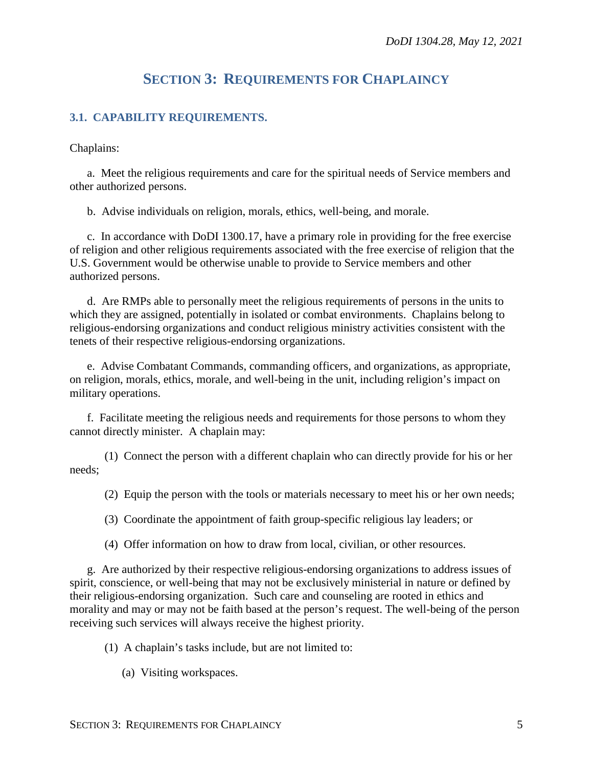# SECTION 3: REQUIREMENTS FOR CHAPLAINCY

## 3.1. CAPABILITY REQUIREMENTS.

Chaplains:

a. Meet the religious requirements and care for the spiritual needs of Service members and other authorized persons.

b. Advise individuals on religion, morals, ethics, well-being, and morale.

c. In accordance with DoDI 1300.17, have a primary role in providing for the free exercise of religion and other religious requirements associated with the free exercise of religion that the U.S. Government would be otherwise unable to provide to Service members and other authorized persons.

d. Are RMPs able to personally meet the religious requirements of persons in the units to which they are assigned, potentially in isolated or combat environments. Chaplains belong to religious-endorsing organizations and conduct religious ministry activities consistent with the tenets of their respective religious-endorsing organizations.

e. Advise Combatant Commands, commanding officers, and organizations, as appropriate, on religion, morals, ethics, morale, and well-being in the unit, including religion's impact on military operations.

f. Facilitate meeting the religious needs and requirements for those persons to whom they cannot directly minister. A chaplain may:

(1) Connect the person with a different chaplain who can directly provide for his or her needs;

(2) Equip the person with the tools or materials necessary to meet his or her own needs;

(3) Coordinate the appointment of faith group-specific religious lay leaders; or

(4) Offer information on how to draw from local, civilian, or other resources.

g. Are authorized by their respective religious-endorsing organizations to address issues of spirit, conscience, or well-being that may not be exclusively ministerial in nature or defined by their religious-endorsing organization. Such care and counseling are rooted in ethics and morality and may or may not be faith based at the person's request. The well-being of the person receiving such services will always receive the highest priority.

(1) A chaplain's tasks include, but are not limited to:

(a) Visiting workspaces.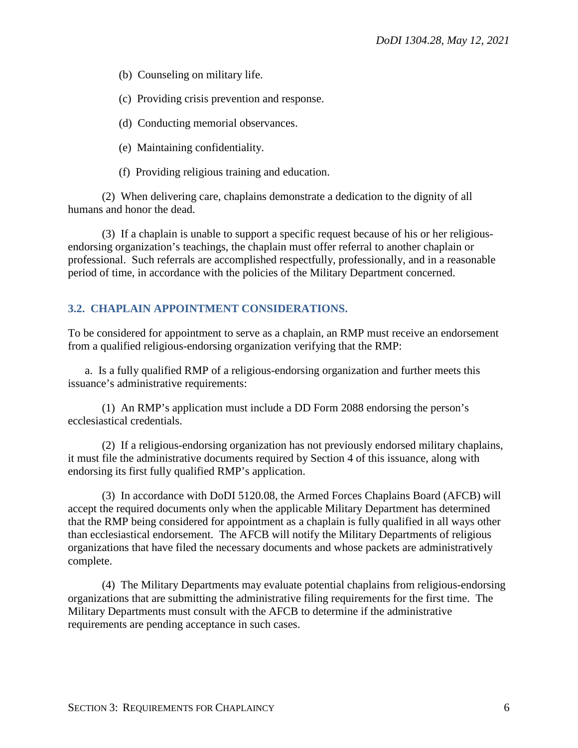(b) Counseling on military life.

(c) Providing crisis prevention and response.

(d) Conducting memorial observances.

(e) Maintaining confidentiality.

(f) Providing religious training and education.

(2) When delivering care, chaplains demonstrate a dedication to the dignity of all humans and honor the dead.

(3) If a chaplain is unable to support a specific request because of his or her religious-endorsing organization's teachings, the chaplain must offer referral to another chaplain or professional. Such referrals are accomplished respectfully, professionally, and in a reasonable period of time, in accordance with the policies of the Military Department concerned.

## 3.2. CHAPLAIN APPOINTMENT CONSIDERATIONS.

To be considered for appointment to serve as a chaplain, an RMP must receive an endorsement from a qualified religious-endorsing organization verifying that the RMP:

a. Is a fully qualified RMP of a religious-endorsing organization and further meets this issuance's administrative requirements:

(1) An RMP's application must include a DD Form 2088 endorsing the person's ecclesiastical credentials.

(2) If a religious-endorsing organization has not previously endorsed military chaplains, it must file the administrative documents required by Section 4 of this issuance, along with endorsing its first fully qualified RMP's application.

(3) In accordance with DoDI 5120.08, the Armed Forces Chaplains Board (AFCB) will accept the required documents only when the applicable Military Department has determined that the RMP being considered for appointment as a chaplain is fully qualified in all ways other than ecclesiastical endorsement. The AFCB will notify the Military Departments of religious organizations that have filed the necessary documents and whose packets are administratively complete.

(4) The Military Departments may evaluate potential chaplains from religious-endorsing organizations that are submitting the administrative filing requirements for the first time. The Military Departments must consult with the AFCB to determine if the administrative requirements are pending acceptance in such cases.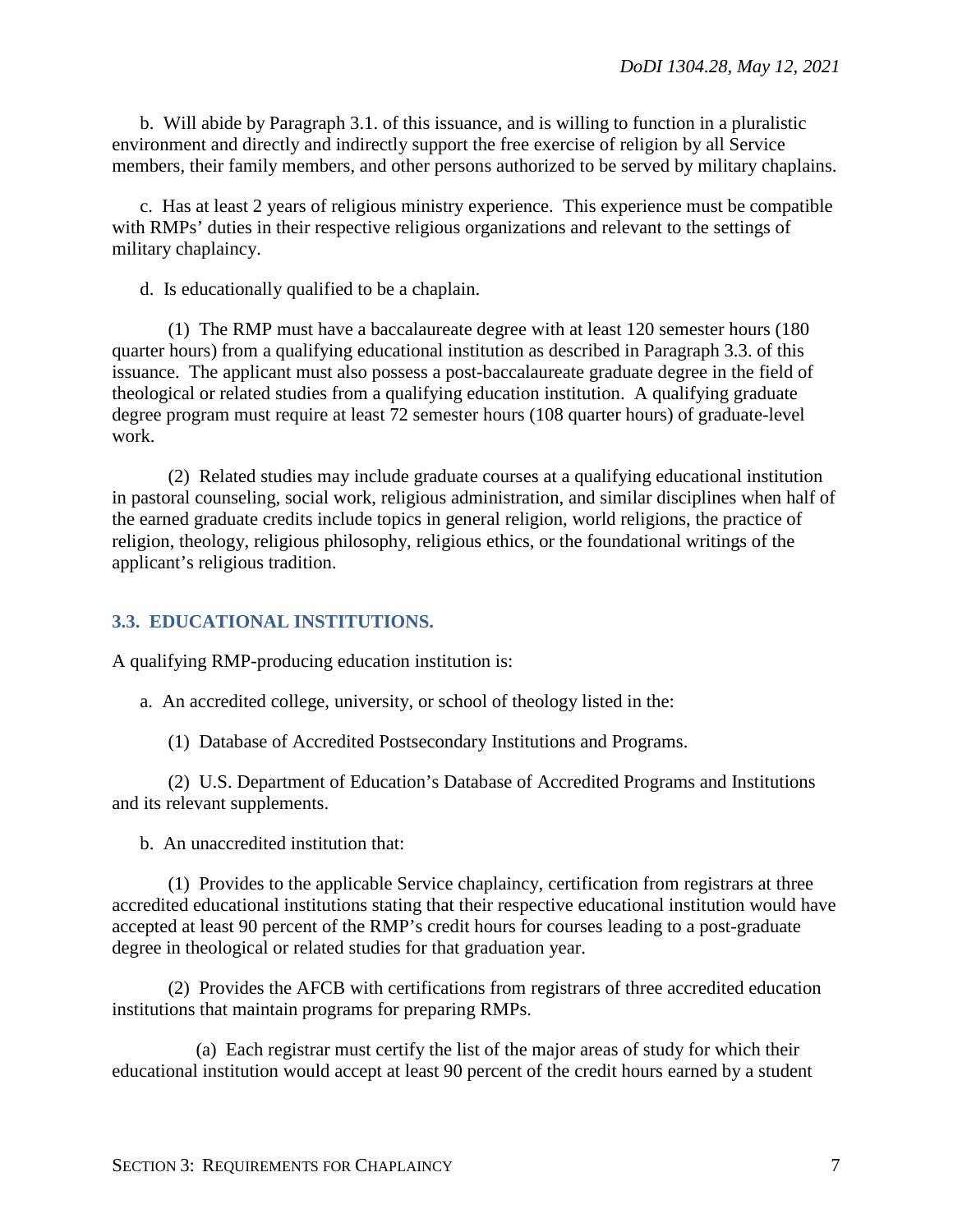b. Will abide by Paragraph 3.1. of this issuance, and is willing to function in a pluralistic environment and directly and indirectly support the free exercise of religion by all Service members, their family members, and other persons authorized to be served by military chaplains.

c. Has at least 2 years of religious ministry experience. This experience must be compatible with RMPs' duties in their respective religious organizations and relevant to the settings of military chaplaincy.

d. Is educationally qualified to be a chaplain.

(1) The RMP must have a baccalaureate degree with at least 120 semester hours (180 quarter hours) from a qualifying educational institution as described in Paragraph 3.3. of this issuance. The applicant must also possess a post-baccalaureate graduate degree in the field of theological or related studies from a qualifying education institution. A qualifying graduate degree program must require at least 72 semester hours (108 quarter hours) of graduate-level work.

(2) Related studies may include graduate courses at a qualifying educational institution in pastoral counseling, social work, religious administration, and similar disciplines when half of the earned graduate credits include topics in general religion, world religions, the practice of religion, theology, religious philosophy, religious ethics, or the foundational writings of the applicant's religious tradition.

## 3.3. EDUCATIONAL INSTITUTIONS.

A qualifying RMP-producing education institution is:

a. An accredited college, university, or school of theology listed in the:

(1) Database of Accredited Postsecondary Institutions and Programs.

(2) U.S. Department of Education's Database of Accredited Programs and Institutions and its relevant supplements.

b. An unaccredited institution that:

(1) Provides to the applicable Service chaplaincy, certification from registrars at three accredited educational institutions stating that their respective educational institution would have accepted at least 90 percent of the RMP's credit hours for courses leading to a post-graduate degree in theological or related studies for that graduation year.

(2) Provides the AFCB with certifications from registrars of three accredited education institutions that maintain programs for preparing RMPs.

(a) Each registrar must certify the list of the major areas of study for which their educational institution would accept at least 90 percent of the credit hours earned by a student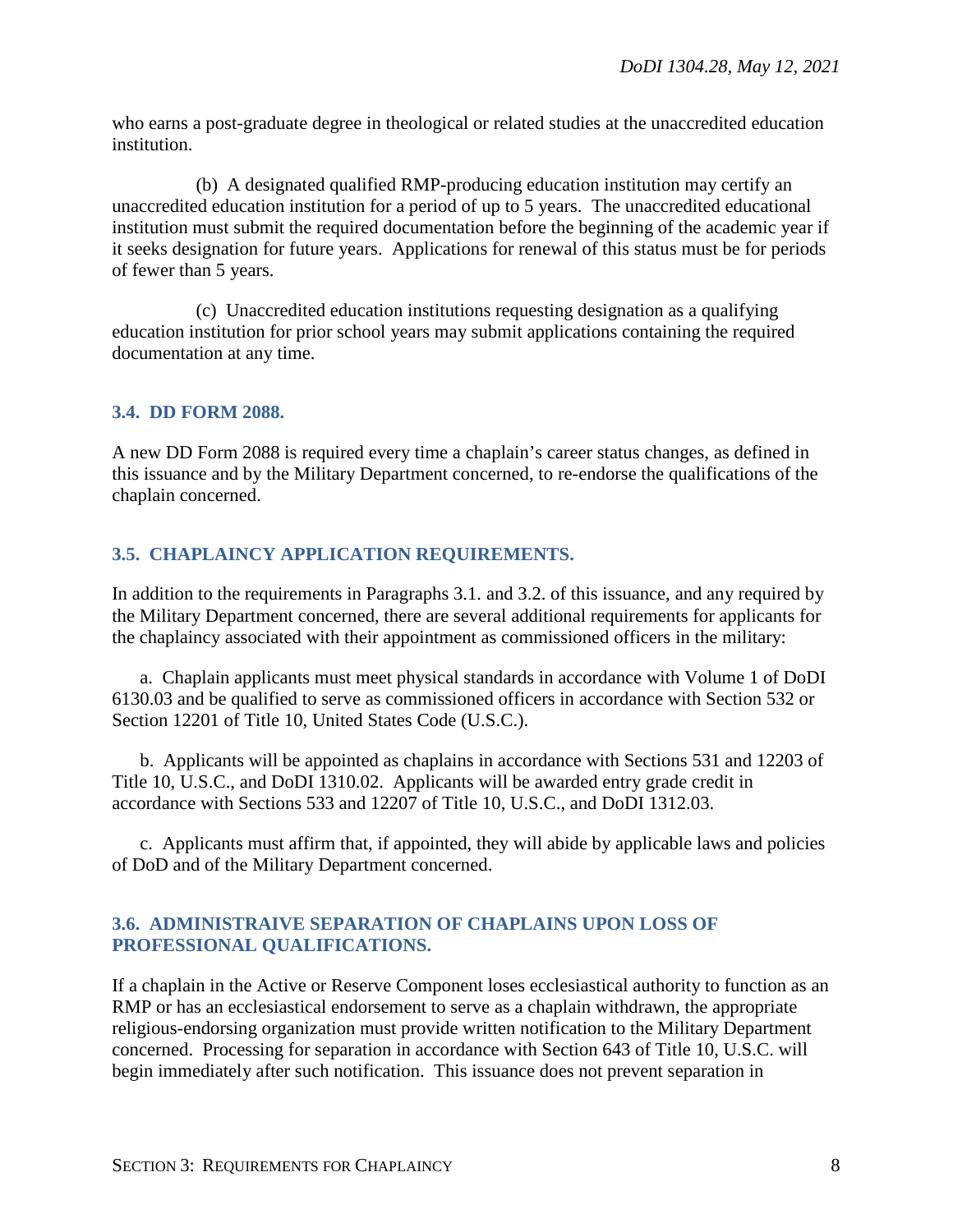who earns a post-graduate degree in theological or related studies at the unaccredited education institution.

(b) A designated qualified RMP-producing education institution may certify an unaccredited education institution for a period of up to 5 years. The unaccredited educational institution must submit the required documentation before the beginning of the academic year if it seeks designation for future years. Applications for renewal of this status must be for periods of fewer than 5 years.

(c) Unaccredited education institutions requesting designation as a qualifying education institution for prior school years may submit applications containing the required documentation at any time.

### 3.4. DD FORM 2088.

A new DD Form 2088 is required every time a chaplain's career status changes, as defined in this issuance and by the Military Department concerned, to re-endorse the qualifications of the chaplain concerned.

### 3.5. CHAPLAINCY APPLICATION REQUIREMENTS.

In addition to the requirements in Paragraphs 3.1. and 3.2. of this issuance, and any required by the Military Department concerned, there are several additional requirements for applicants for the chaplaincy associated with their appointment as commissioned officers in the military:

a. Chaplain applicants must meet physical standards in accordance with Volume 1 of DoDI 6130.03 and be qualified to serve as commissioned officers in accordance with Section 532 or Section 12201 of Title 10, United States Code (U.S.C.).

b. Applicants will be appointed as chaplains in accordance with Sections 531 and 12203 of Title 10, U.S.C., and DoDI 1310.02. Applicants will be awarded entry grade credit in accordance with Sections 533 and 12207 of Title 10, U.S.C., and DoDI 1312.03.

c. Applicants must affirm that, if appointed, they will abide by applicable laws and policies of DoD and of the Military Department concerned.

### 3.6. ADMINISTRAIVE SEPARATION OF CHAPLAINS UPON LOSS OF PROFESSIONAL QUALIFICATIONS.

If a chaplain in the Active or Reserve Component loses ecclesiastical authority to function as an RMP or has an ecclesiastical endorsement to serve as a chaplain withdrawn, the appropriate religious-endorsing organization must provide written notification to the Military Department concerned. Processing for separation in accordance with Section 643 of Title 10, U.S.C. will begin immediately after such notification. This issuance does not prevent separation in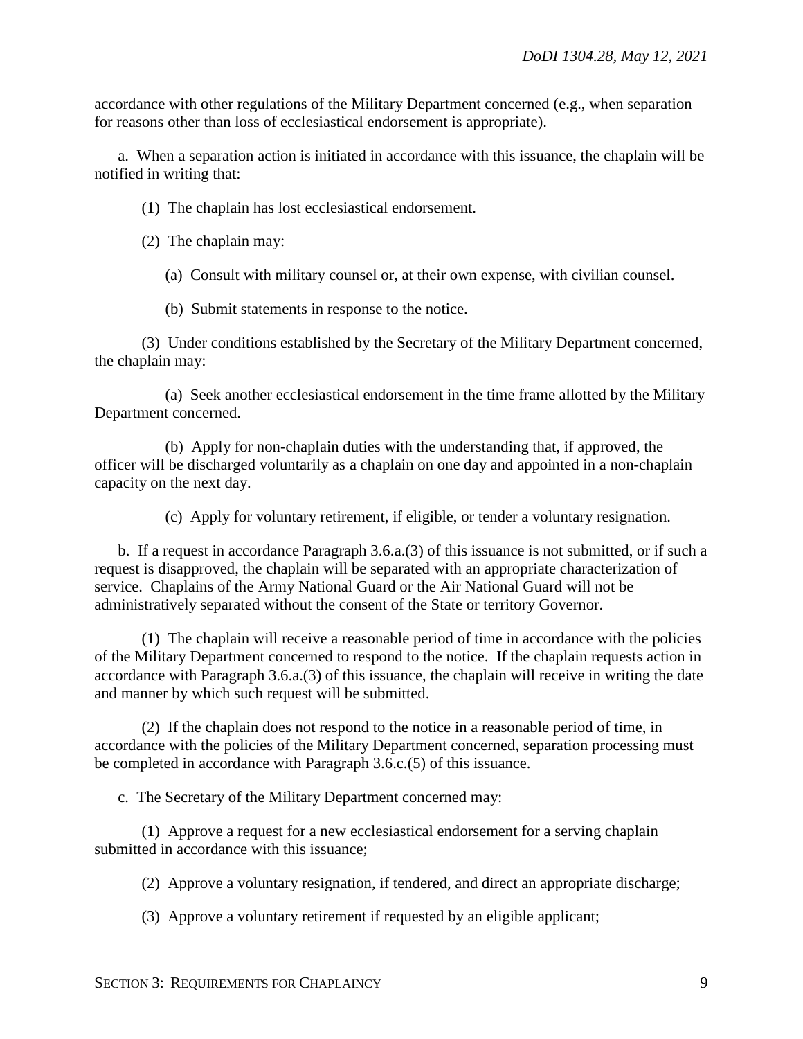accordance with other regulations of the Military Department concerned (e.g., when separation for reasons other than loss of ecclesiastical endorsement is appropriate).

a. When a separation action is initiated in accordance with this issuance, the chaplain will be notified in writing that:

(1) The chaplain has lost ecclesiastical endorsement.

(2) The chaplain may:

(a) Consult with military counsel or, at their own expense, with civilian counsel.

(b) Submit statements in response to the notice.

(3) Under conditions established by the Secretary of the Military Department concerned, the chaplain may:

(a) Seek another ecclesiastical endorsement in the time frame allotted by the Military Department concerned.

(b) Apply for non-chaplain duties with the understanding that, if approved, the officer will be discharged voluntarily as a chaplain on one day and appointed in a non-chaplain capacity on the next day.

(c) Apply for voluntary retirement, if eligible, or tender a voluntary resignation.

b. If a request in accordance Paragraph 3.6.a.(3) of this issuance is not submitted, or if such a request is disapproved, the chaplain will be separated with an appropriate characterization of service. Chaplains of the Army National Guard or the Air National Guard will not be administratively separated without the consent of the State or territory Governor.

(1) The chaplain will receive a reasonable period of time in accordance with the policies of the Military Department concerned to respond to the notice. If the chaplain requests action in accordance with Paragraph 3.6.a.(3) of this issuance, the chaplain will receive in writing the date and manner by which such request will be submitted.

(2) If the chaplain does not respond to the notice in a reasonable period of time, in accordance with the policies of the Military Department concerned, separation processing must be completed in accordance with Paragraph 3.6.c.(5) of this issuance.

c. The Secretary of the Military Department concerned may:

(1) Approve a request for a new ecclesiastical endorsement for a serving chaplain submitted in accordance with this issuance;

(2) Approve a voluntary resignation, if tendered, and direct an appropriate discharge;

(3) Approve a voluntary retirement if requested by an eligible applicant;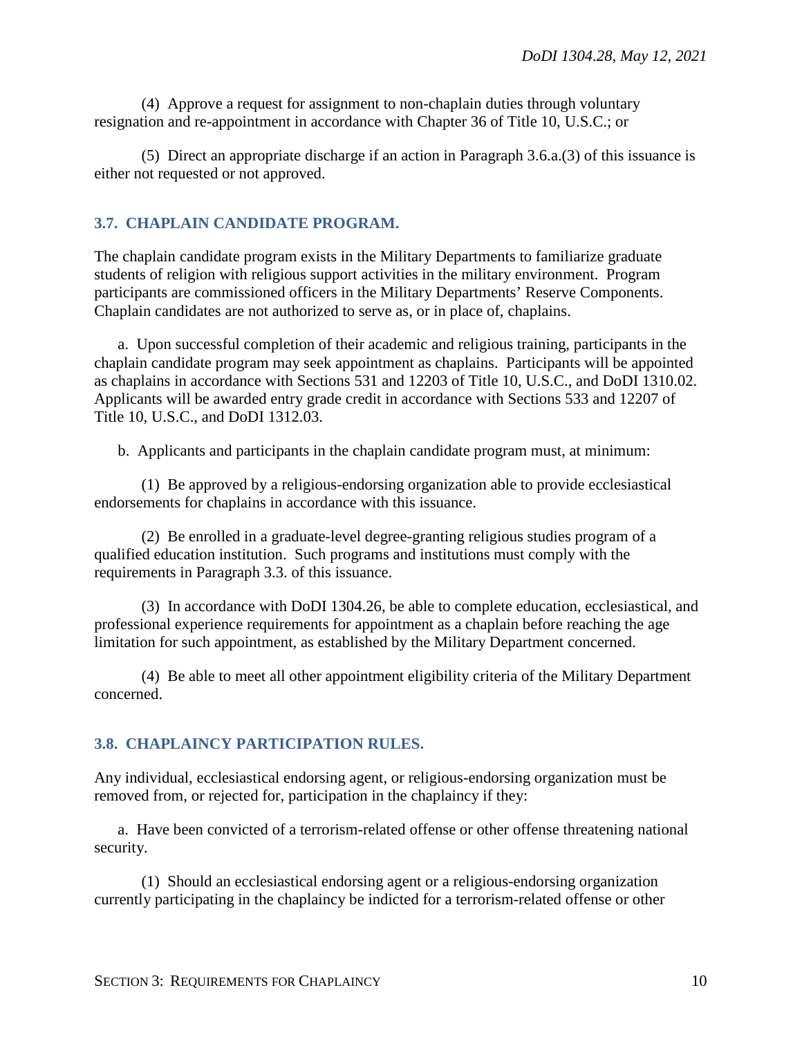(4) Approve a request for assignment to non-chaplain duties through voluntary resignation and re-appointment in accordance with Chapter 36 of Title 10, U.S.C.; or

(5) Direct an appropriate discharge if an action in Paragraph 3.6.a.(3) of this issuance is either not requested or not approved.

## 3.7. CHAPLAIN CANDIDATE PROGRAM.

The chaplain candidate program exists in the Military Departments to familiarize graduate students of religion with religious support activities in the military environment. Program participants are commissioned officers in the Military Departments' Reserve Components. Chaplain candidates are not authorized to serve as, or in place of, chaplains.

a. Upon successful completion of their academic and religious training, participants in the chaplain candidate program may seek appointment as chaplains. Participants will be appointed as chaplains in accordance with Sections 531 and 12203 of Title 10, U.S.C., and DoDI 1310.02. Applicants will be awarded entry grade credit in accordance with Sections 533 and 12207 of Title 10, U.S.C., and DoDI 1312.03.

b. Applicants and participants in the chaplain candidate program must, at minimum:

(1) Be approved by a religious-endorsing organization able to provide ecclesiastical endorsements for chaplains in accordance with this issuance.

(2) Be enrolled in a graduate-level degree-granting religious studies program of a qualified education institution. Such programs and institutions must comply with the requirements in Paragraph 3.3. of this issuance.

(3) In accordance with DoDI 1304.26, be able to complete education, ecclesiastical, and professional experience requirements for appointment as a chaplain before reaching the age limitation for such appointment, as established by the Military Department concerned.

(4) Be able to meet all other appointment eligibility criteria of the Military Department concerned.

## 3.8. CHAPLAINCY PARTICIPATION RULES.

Any individual, ecclesiastical endorsing agent, or religious-endorsing organization must be removed from, or rejected for, participation in the chaplaincy if they:

a. Have been convicted of a terrorism-related offense or other offense threatening national security.

(1) Should an ecclesiastical endorsing agent or a religious-endorsing organization currently participating in the chaplaincy be indicted for a terrorism-related offense or other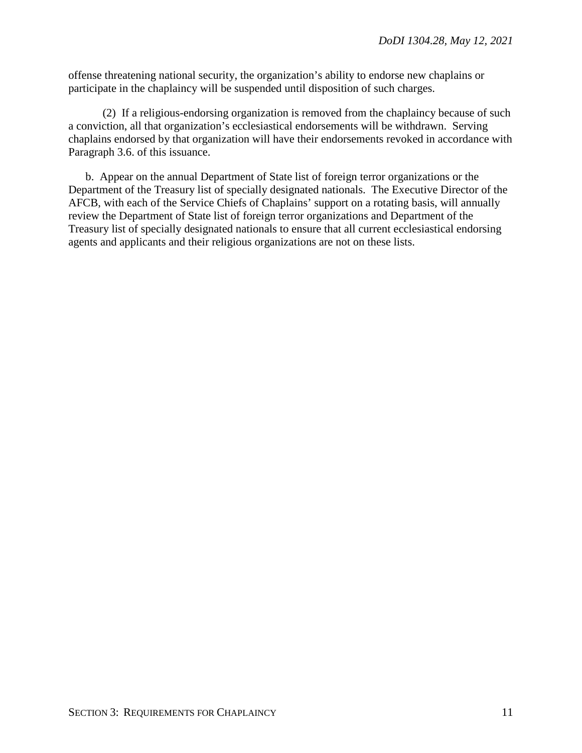offense threatening national security, the organization's ability to endorse new chaplains or participate in the chaplaincy will be suspended until disposition of such charges.

(2) If a religious-endorsing organization is removed from the chaplaincy because of such a conviction, all that organization's ecclesiastical endorsements will be withdrawn. Serving chaplains endorsed by that organization will have their endorsements revoked in accordance with Paragraph 3.6. of this issuance.

b. Appear on the annual Department of State list of foreign terror organizations or the Department of the Treasury list of specially designated nationals. The Executive Director of the AFCB, with each of the Service Chiefs of Chaplains' support on a rotating basis, will annually review the Department of State list of foreign terror organizations and Department of the Treasury list of specially designated nationals to ensure that all current ecclesiastical endorsing agents and applicants and their religious organizations are not on these lists.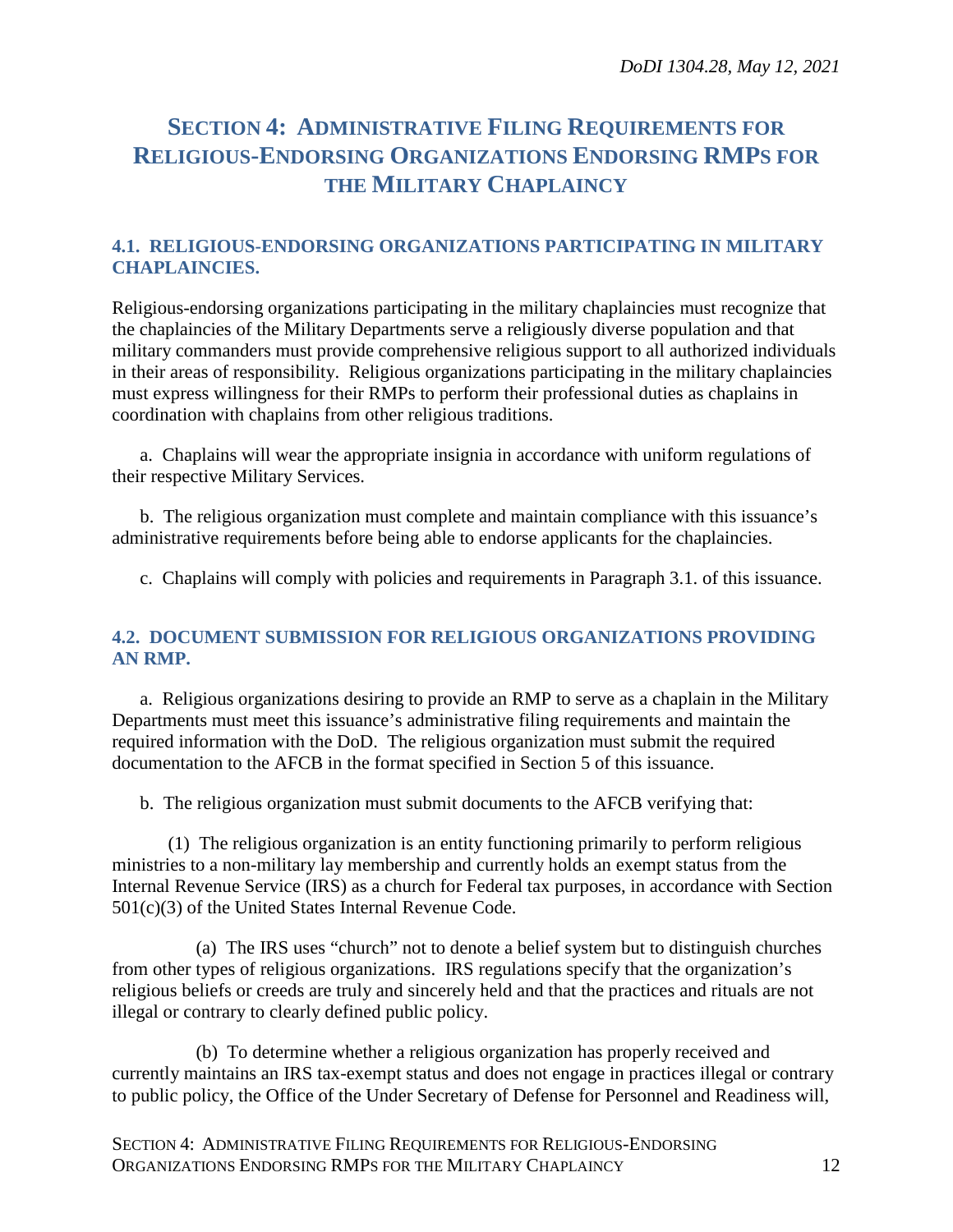# SECTION 4: ADMINISTRATIVE FILING REQUIREMENTS FOR RELIGIOUS-ENDORSING ORGANIZATIONS ENDORSING RMPS FOR THE MILITARY CHAPLAINCY

## 4.1. RELIGIOUS-ENDORSING ORGANIZATIONS PARTICIPATING IN MILITARY CHAPLAINCIES.

Religious-endorsing organizations participating in the military chaplaincies must recognize that the chaplaincies of the Military Departments serve a religiously diverse population and that military commanders must provide comprehensive religious support to all authorized individuals in their areas of responsibility. Religious organizations participating in the military chaplaincies must express willingness for their RMPs to perform their professional duties as chaplains in coordination with chaplains from other religious traditions.

a. Chaplains will wear the appropriate insignia in accordance with uniform regulations of their respective Military Services.

b. The religious organization must complete and maintain compliance with this issuance's administrative requirements before being able to endorse applicants for the chaplaincies.

c. Chaplains will comply with policies and requirements in Paragraph 3.1. of this issuance.

## 4.2. DOCUMENT SUBMISSION FOR RELIGIOUS ORGANIZATIONS PROVIDING AN RMP.

a. Religious organizations desiring to provide an RMP to serve as a chaplain in the Military Departments must meet this issuance's administrative filing requirements and maintain the required information with the DoD. The religious organization must submit the required documentation to the AFCB in the format specified in Section 5 of this issuance.

b. The religious organization must submit documents to the AFCB verifying that:

(1) The religious organization is an entity functioning primarily to perform religious ministries to a non-military lay membership and currently holds an exempt status from the Internal Revenue Service (IRS) as a church for Federal tax purposes, in accordance with Section 501(c)(3) of the United States Internal Revenue Code.

(a) The IRS uses "church" not to denote a belief system but to distinguish churches from other types of religious organizations. IRS regulations specify that the organization's religious beliefs or creeds are truly and sincerely held and that the practices and rituals are not illegal or contrary to clearly defined public policy.

(b) To determine whether a religious organization has properly received and currently maintains an IRS tax-exempt status and does not engage in practices illegal or contrary to public policy, the Office of the Under Secretary of Defense for Personnel and Readiness will,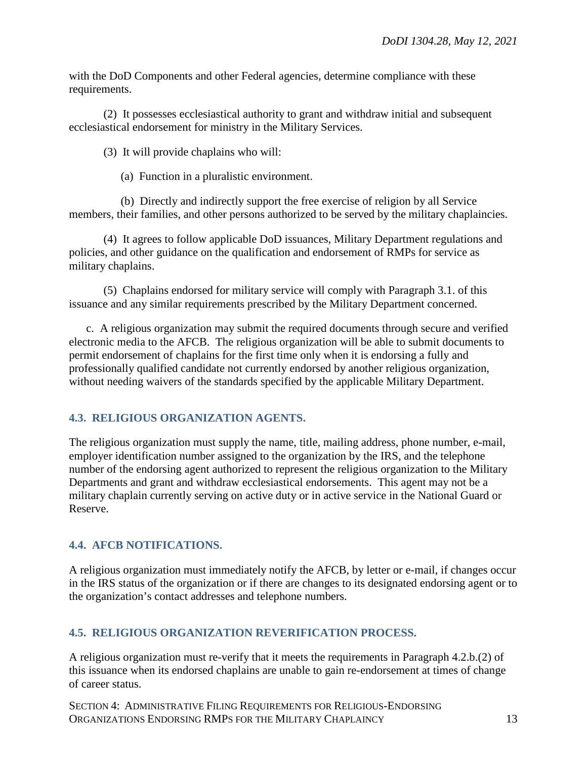with the DoD Components and other Federal agencies, determine compliance with these requirements.

(2) It possesses ecclesiastical authority to grant and withdraw initial and subsequent ecclesiastical endorsement for ministry in the Military Services.

(3) It will provide chaplains who will:

(a) Function in a pluralistic environment.

(b) Directly and indirectly support the free exercise of religion by all Service members, their families, and other persons authorized to be served by the military chaplaincies.

(4) It agrees to follow applicable DoD issuances, Military Department regulations and policies, and other guidance on the qualification and endorsement of RMPs for service as military chaplains.

(5) Chaplains endorsed for military service will comply with Paragraph 3.1. of this issuance and any similar requirements prescribed by the Military Department concerned.

c. A religious organization may submit the required documents through secure and verified electronic media to the AFCB. The religious organization will be able to submit documents to permit endorsement of chaplains for the first time only when it is endorsing a fully and professionally qualified candidate not currently endorsed by another religious organization, without needing waivers of the standards specified by the applicable Military Department.

## 4.3. RELIGIOUS ORGANIZATION AGENTS.

The religious organization must supply the name, title, mailing address, phone number, e-mail, employer identification number assigned to the organization by the IRS, and the telephone number of the endorsing agent authorized to represent the religious organization to the Military Departments and grant and withdraw ecclesiastical endorsements. This agent may not be a military chaplain currently serving on active duty or in active service in the National Guard or Reserve.

## 4.4. AFCB NOTIFICATIONS.

A religious organization must immediately notify the AFCB, by letter or e-mail, if changes occur in the IRS status of the organization or if there are changes to its designated endorsing agent or to the organization's contact addresses and telephone numbers.

## 4.5. RELIGIOUS ORGANIZATION REVERIFICATION PROCESS.

A religious organization must re-verify that it meets the requirements in Paragraph 4.2.b.(2) of this issuance when its endorsed chaplains are unable to gain re-endorsement at times of change of career status.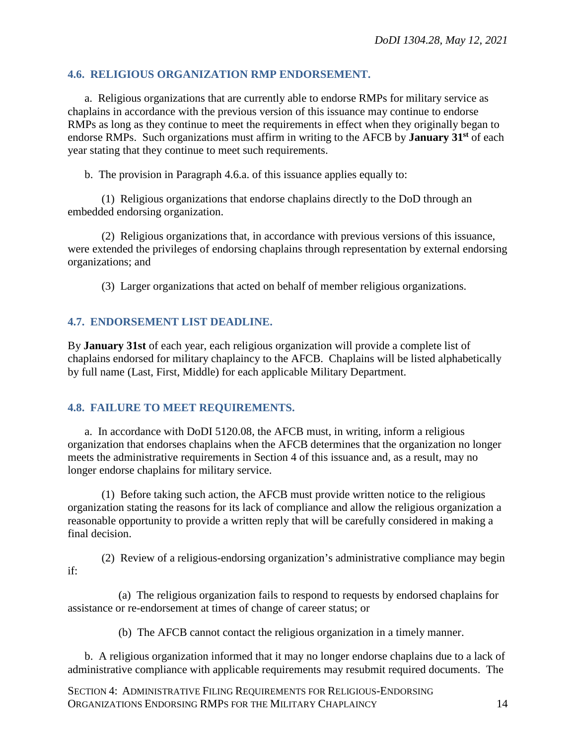### 4.6. RELIGIOUS ORGANIZATION RMP ENDORSEMENT.

a. Religious organizations that are currently able to endorse RMPs for military service as chaplains in accordance with the previous version of this issuance may continue to endorse RMPs as long as they continue to meet the requirements in effect when they originally began to endorse RMPs. Such organizations must affirm in writing to the AFCB by **January 31st** of each year stating that they continue to meet such requirements.

b. The provision in Paragraph 4.6.a. of this issuance applies equally to:

(1) Religious organizations that endorse chaplains directly to the DoD through an embedded endorsing organization.

(2) Religious organizations that, in accordance with previous versions of this issuance, were extended the privileges of endorsing chaplains through representation by external endorsing organizations; and

(3) Larger organizations that acted on behalf of member religious organizations.

### 4.7. ENDORSEMENT LIST DEADLINE.

By **January 31st** of each year, each religious organization will provide a complete list of chaplains endorsed for military chaplaincy to the AFCB. Chaplains will be listed alphabetically by full name (Last, First, Middle) for each applicable Military Department.

### 4.8. FAILURE TO MEET REQUIREMENTS.

a. In accordance with DoDI 5120.08, the AFCB must, in writing, inform a religious organization that endorses chaplains when the AFCB determines that the organization no longer meets the administrative requirements in Section 4 of this issuance and, as a result, may no longer endorse chaplains for military service.

(1) Before taking such action, the AFCB must provide written notice to the religious organization stating the reasons for its lack of compliance and allow the religious organization a reasonable opportunity to provide a written reply that will be carefully considered in making a final decision.

(2) Review of a religious-endorsing organization's administrative compliance may begin if:

(a) The religious organization fails to respond to requests by endorsed chaplains for assistance or re-endorsement at times of change of career status; or

(b) The AFCB cannot contact the religious organization in a timely manner.

b. A religious organization informed that it may no longer endorse chaplains due to a lack of administrative compliance with applicable requirements may resubmit required documents. The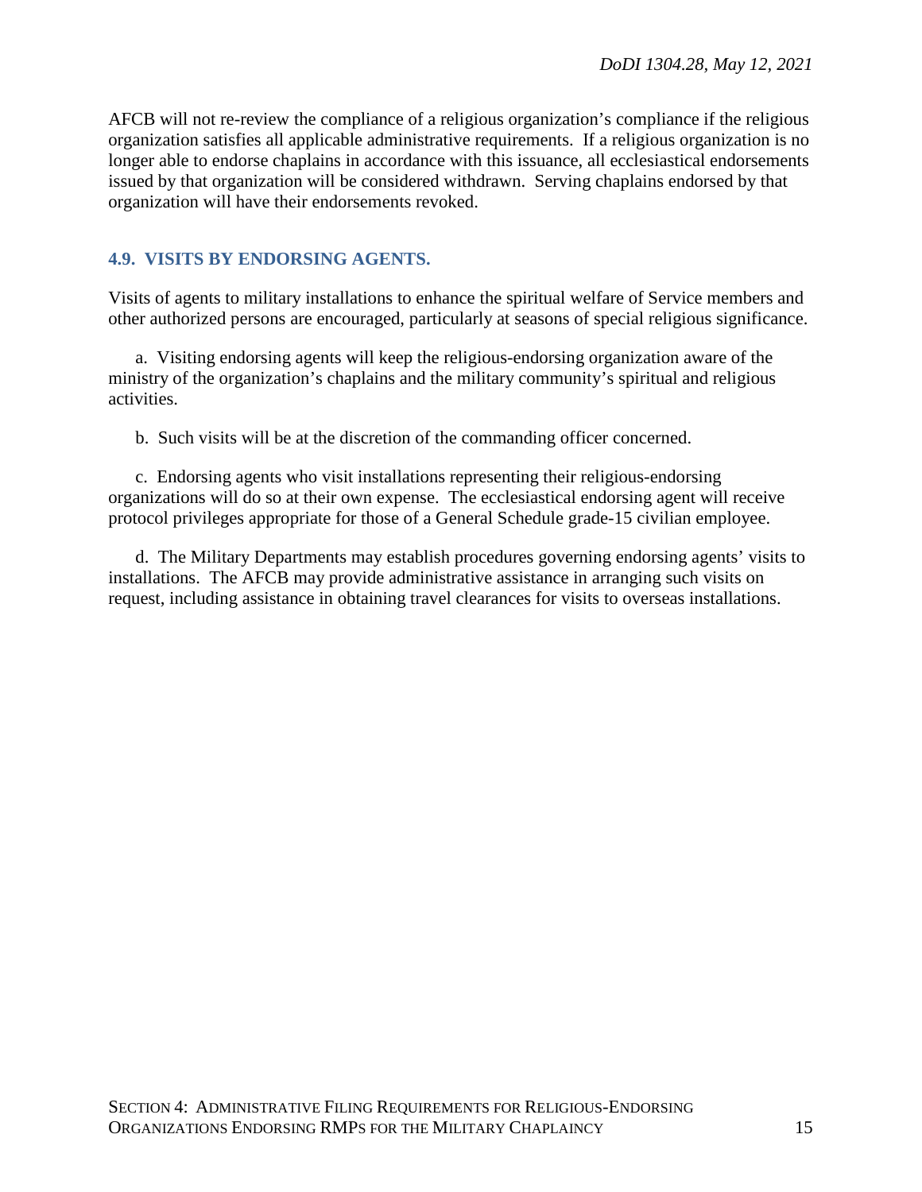AFCB will not re-review the compliance of a religious organization's compliance if the religious organization satisfies all applicable administrative requirements. If a religious organization is no longer able to endorse chaplains in accordance with this issuance, all ecclesiastical endorsements issued by that organization will be considered withdrawn. Serving chaplains endorsed by that organization will have their endorsements revoked.

## 4.9. VISITS BY ENDORSING AGENTS.

Visits of agents to military installations to enhance the spiritual welfare of Service members and other authorized persons are encouraged, particularly at seasons of special religious significance.

a. Visiting endorsing agents will keep the religious-endorsing organization aware of the ministry of the organization's chaplains and the military community's spiritual and religious activities.

b. Such visits will be at the discretion of the commanding officer concerned.

c. Endorsing agents who visit installations representing their religious-endorsing organizations will do so at their own expense. The ecclesiastical endorsing agent will receive protocol privileges appropriate for those of a General Schedule grade-15 civilian employee.

d. The Military Departments may establish procedures governing endorsing agents' visits to installations. The AFCB may provide administrative assistance in arranging such visits on request, including assistance in obtaining travel clearances for visits to overseas installations.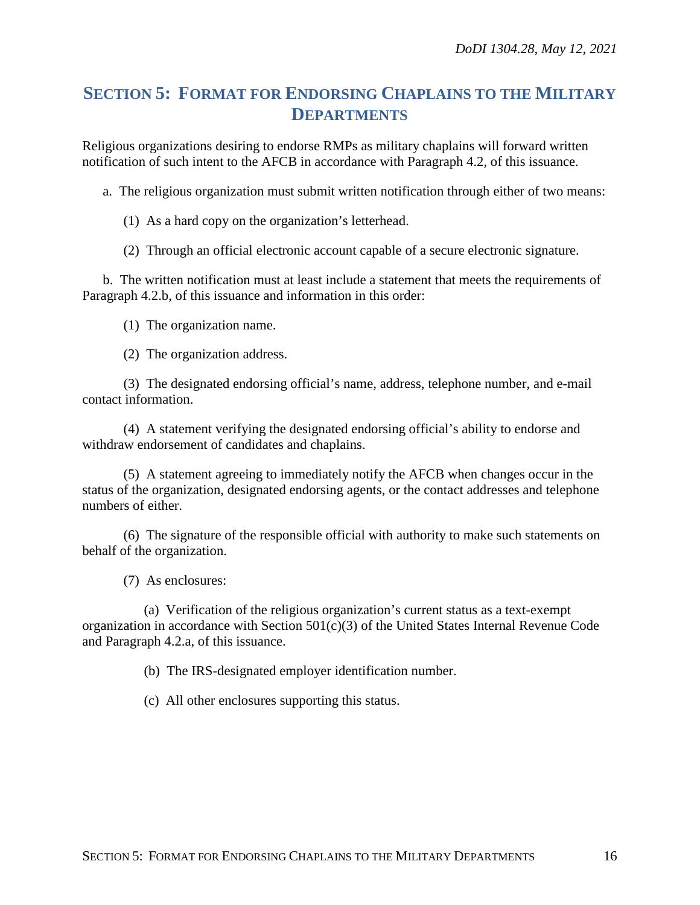## SECTION 5: FORMAT FOR ENDORSING CHAPLAINS TO THE MILITARY DEPARTMENTS

Religious organizations desiring to endorse RMPs as military chaplains will forward written notification of such intent to the AFCB in accordance with Paragraph 4.2, of this issuance.

a. The religious organization must submit written notification through either of two means:

(1) As a hard copy on the organization's letterhead.

(2) Through an official electronic account capable of a secure electronic signature.

b. The written notification must at least include a statement that meets the requirements of Paragraph 4.2.b, of this issuance and information in this order:

(1) The organization name.

(2) The organization address.

(3) The designated endorsing official's name, address, telephone number, and e-mail contact information.

(4) A statement verifying the designated endorsing official's ability to endorse and withdraw endorsement of candidates and chaplains.

(5) A statement agreeing to immediately notify the AFCB when changes occur in the status of the organization, designated endorsing agents, or the contact addresses and telephone numbers of either.

(6) The signature of the responsible official with authority to make such statements on behalf of the organization.

(7) As enclosures:

(a) Verification of the religious organization's current status as a text-exempt organization in accordance with Section 501(c)(3) of the United States Internal Revenue Code and Paragraph 4.2.a, of this issuance.

(b) The IRS-designated employer identification number.

(c) All other enclosures supporting this status.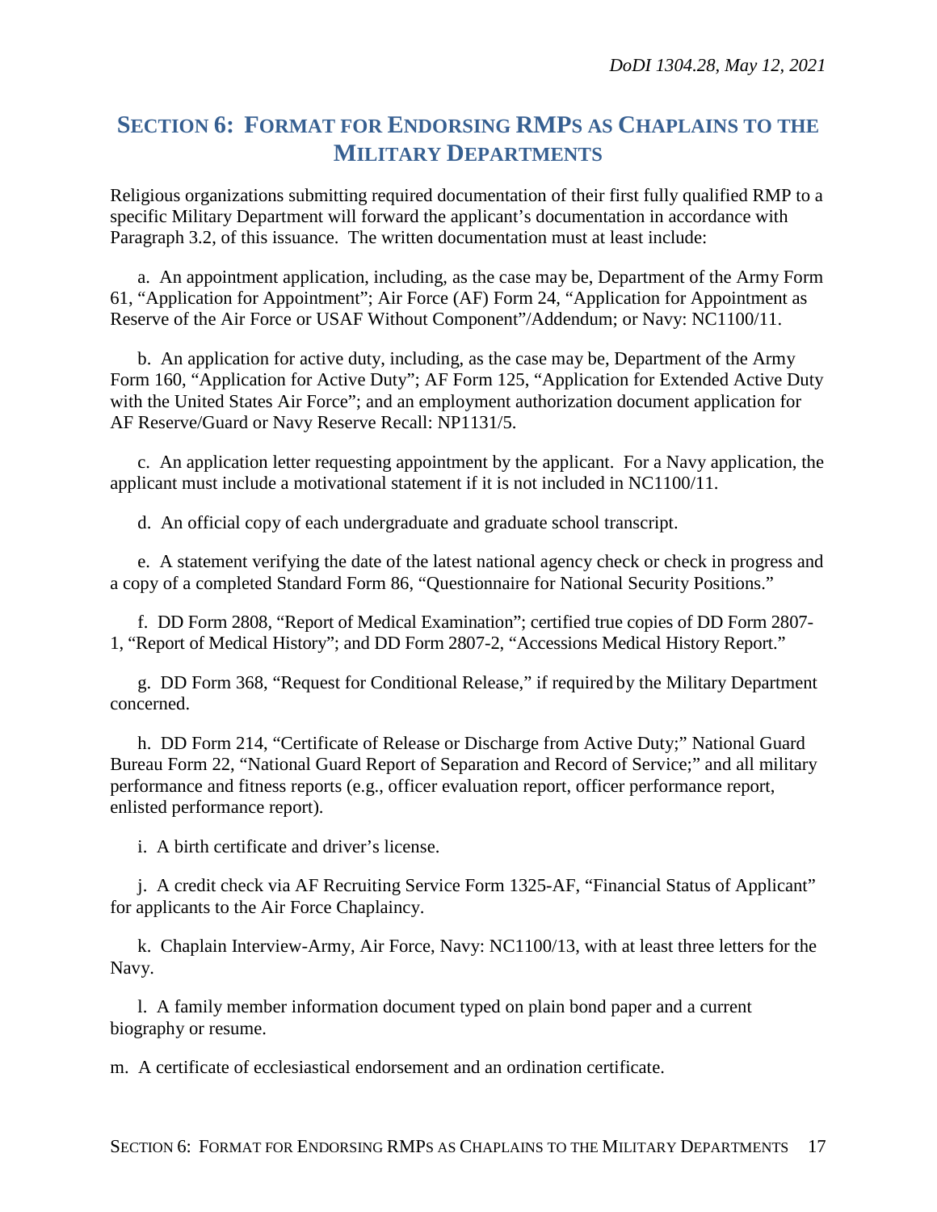## SECTION 6: FORMAT FOR ENDORSING RMPS AS CHAPLAINS TO THE MILITARY DEPARTMENTS

Religious organizations submitting required documentation of their first fully qualified RMP to a specific Military Department will forward the applicant's documentation in accordance with Paragraph 3.2, of this issuance. The written documentation must at least include:

a. An appointment application, including, as the case may be, Department of the Army Form 61, "Application for Appointment"; Air Force (AF) Form 24, "Application for Appointment as Reserve of the Air Force or USAF Without Component"/Addendum; or Navy: NC1100/11.

b. An application for active duty, including, as the case may be, Department of the Army Form 160, "Application for Active Duty"; AF Form 125, "Application for Extended Active Duty with the United States Air Force"; and an employment authorization document application for AF Reserve/Guard or Navy Reserve Recall: NP1131/5.

c. An application letter requesting appointment by the applicant. For a Navy application, the applicant must include a motivational statement if it is not included in NC1100/11.

d. An official copy of each undergraduate and graduate school transcript.

e. A statement verifying the date of the latest national agency check or check in progress and a copy of a completed Standard Form 86, "Questionnaire for National Security Positions."

f. DD Form 2808, "Report of Medical Examination"; certified true copies of DD Form 2807-1, "Report of Medical History"; and DD Form 2807-2, "Accessions Medical History Report."

g. DD Form 368, "Request for Conditional Release," if required by the Military Department concerned.

h. DD Form 214, "Certificate of Release or Discharge from Active Duty;" National Guard Bureau Form 22, "National Guard Report of Separation and Record of Service;" and all military performance and fitness reports (e.g., officer evaluation report, officer performance report, enlisted performance report).

i. A birth certificate and driver's license.

j. A credit check via AF Recruiting Service Form 1325-AF, "Financial Status of Applicant" for applicants to the Air Force Chaplaincy.

k. Chaplain Interview-Army, Air Force, Navy: NC1100/13, with at least three letters for the Navy.

l. A family member information document typed on plain bond paper and a current biography or resume.

m. A certificate of ecclesiastical endorsement and an ordination certificate.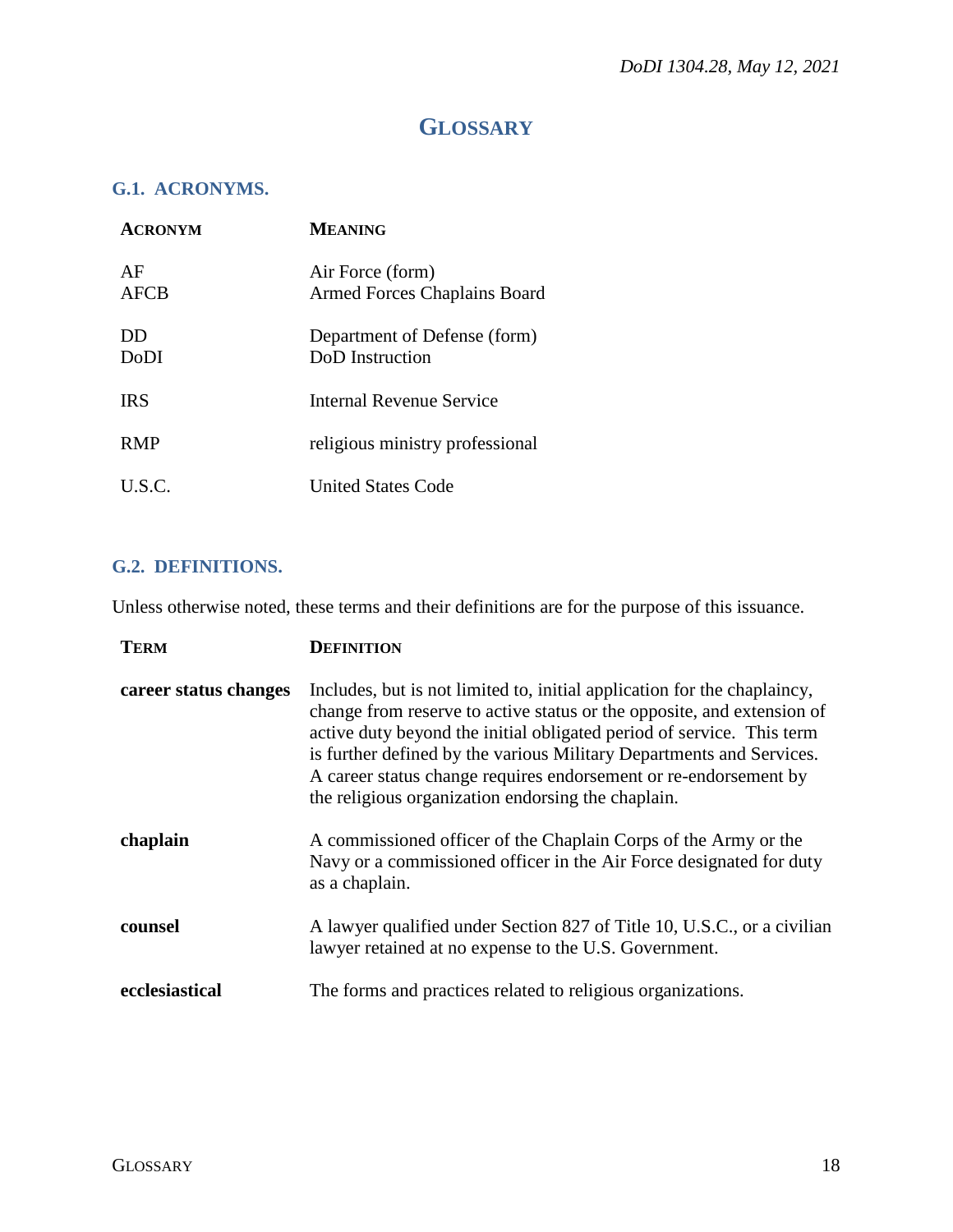# GLOSSARY

## G.1. ACRONYMS.

| ACRONYM | MEANING |
|---|---|
| AF | Air Force (form) |
| AFCB | Armed Forces Chaplains Board |
| DD | Department of Defense (form) |
| DoDI | DoD Instruction |
| IRS | Internal Revenue Service |
| RMP | religious ministry professional |
| U.S.C. | United States Code |

## G.2. DEFINITIONS.

Unless otherwise noted, these terms and their definitions are for the purpose of this issuance.

| TERM | DEFINITION |
|---|---|
| **career status changes** | Includes, but is not limited to, initial application for the chaplaincy, change from reserve to active status or the opposite, and extension of active duty beyond the initial obligated period of service. This term is further defined by the various Military Departments and Services. A career status change requires endorsement or re-endorsement by the religious organization endorsing the chaplain. |
| **chaplain** | A commissioned officer of the Chaplain Corps of the Army or the Navy or a commissioned officer in the Air Force designated for duty as a chaplain. |
| **counsel** | A lawyer qualified under Section 827 of Title 10, U.S.C., or a civilian lawyer retained at no expense to the U.S. Government. |
| **ecclesiastical** | The forms and practices related to religious organizations. |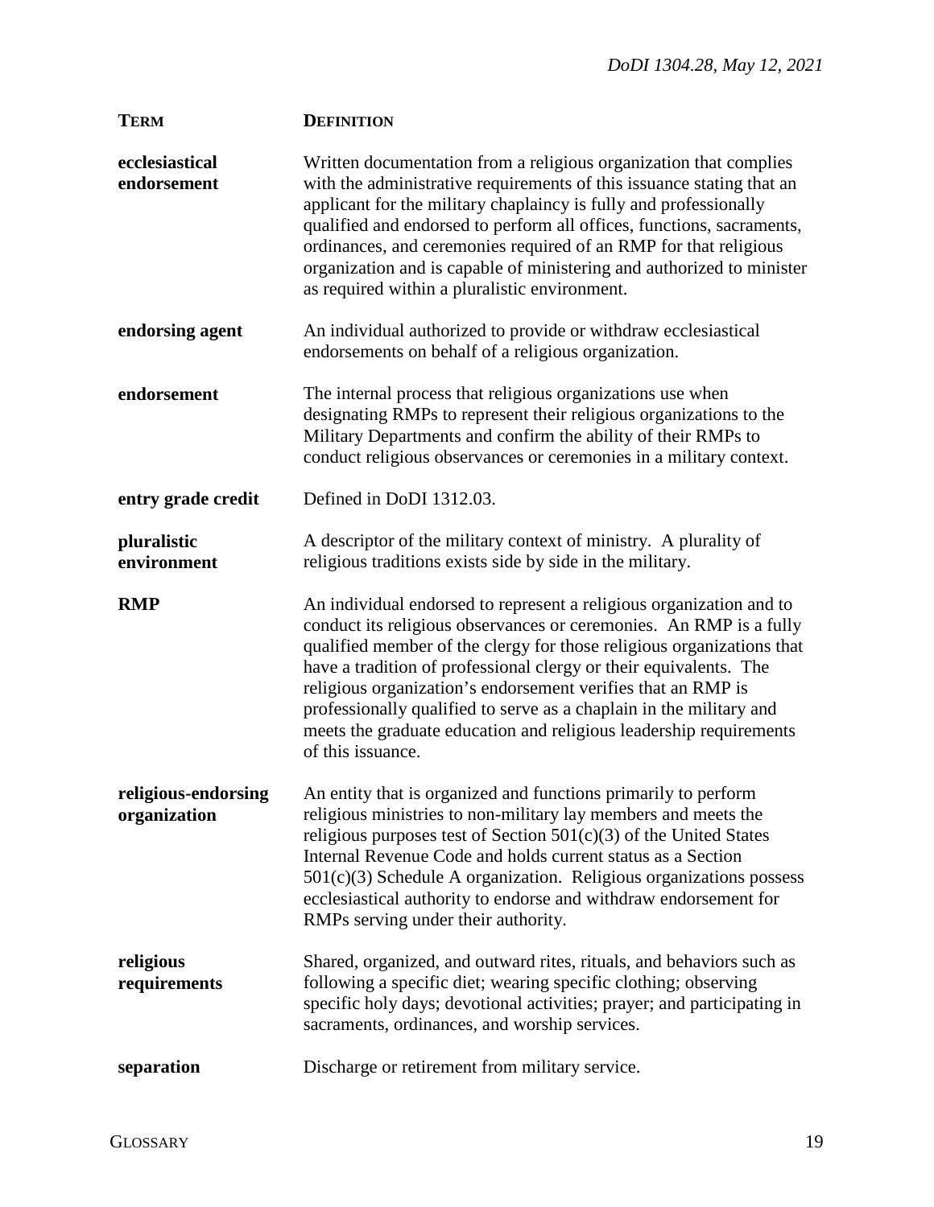| TERM | DEFINITION |
|---|---|
| **ecclesiastical endorsement** | Written documentation from a religious organization that complies with the administrative requirements of this issuance stating that an applicant for the military chaplaincy is fully and professionally qualified and endorsed to perform all offices, functions, sacraments, ordinances, and ceremonies required of an RMP for that religious organization and is capable of ministering and authorized to minister as required within a pluralistic environment. |
| **endorsing agent** | An individual authorized to provide or withdraw ecclesiastical endorsements on behalf of a religious organization. |
| **endorsement** | The internal process that religious organizations use when designating RMPs to represent their religious organizations to the Military Departments and confirm the ability of their RMPs to conduct religious observances or ceremonies in a military context. |
| **entry grade credit** | Defined in DoDI 1312.03. |
| **pluralistic environment** | A descriptor of the military context of ministry. A plurality of religious traditions exists side by side in the military. |
| **RMP** | An individual endorsed to represent a religious organization and to conduct its religious observances or ceremonies. An RMP is a fully qualified member of the clergy for those religious organizations that have a tradition of professional clergy or their equivalents. The religious organization's endorsement verifies that an RMP is professionally qualified to serve as a chaplain in the military and meets the graduate education and religious leadership requirements of this issuance. |
| **religious-endorsing organization** | An entity that is organized and functions primarily to perform religious ministries to non-military lay members and meets the religious purposes test of Section 501(c)(3) of the United States Internal Revenue Code and holds current status as a Section 501(c)(3) Schedule A organization. Religious organizations possess ecclesiastical authority to endorse and withdraw endorsement for RMPs serving under their authority. |
| **religious requirements** | Shared, organized, and outward rites, rituals, and behaviors such as following a specific diet; wearing specific clothing; observing specific holy days; devotional activities; prayer; and participating in sacraments, ordinances, and worship services. |
| **separation** | Discharge or retirement from military service. |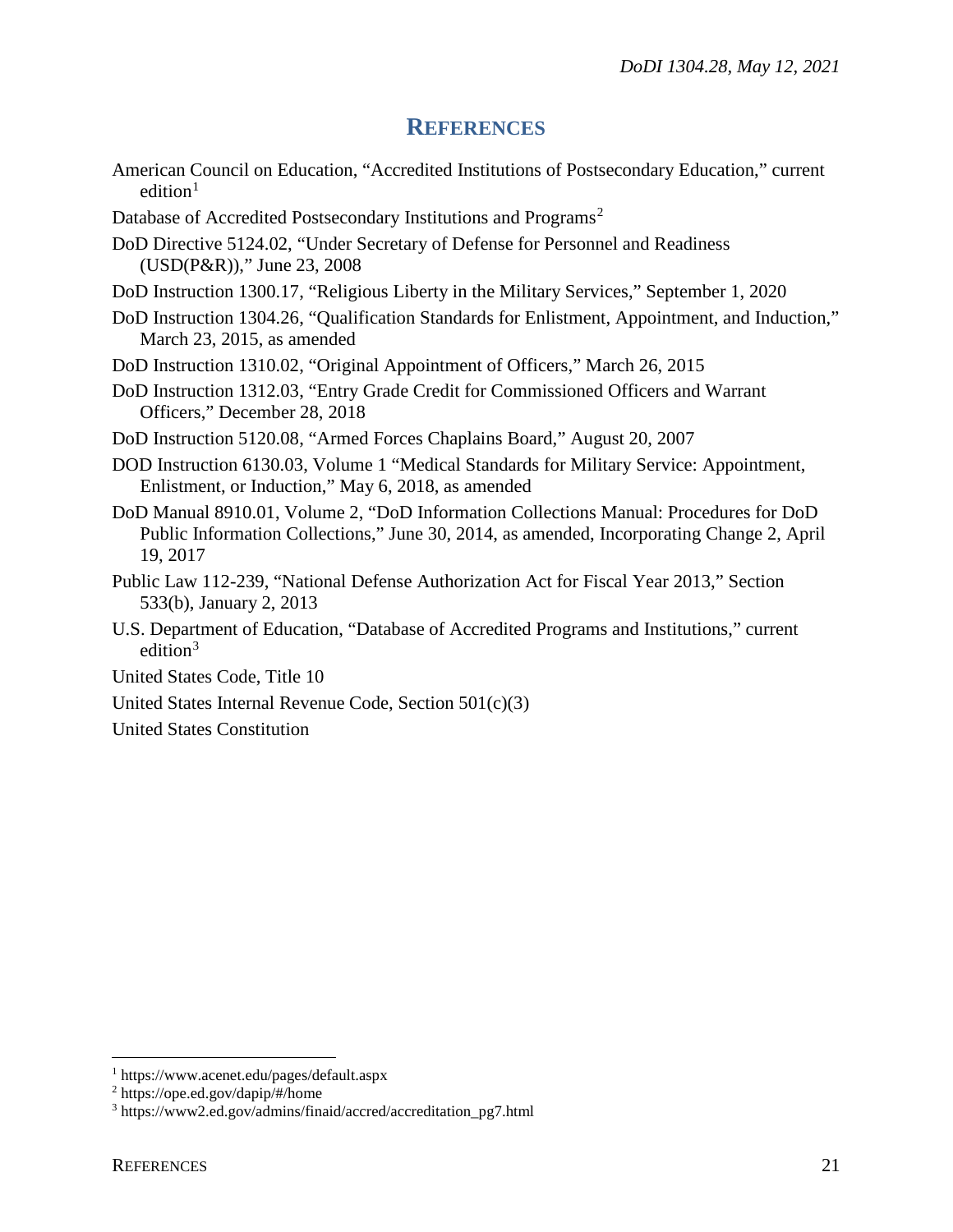# REFERENCES

American Council on Education, "Accredited Institutions of Postsecondary Education," current edition[1]

Database of Accredited Postsecondary Institutions and Programs[2]

DoD Directive 5124.02, "Under Secretary of Defense for Personnel and Readiness (USD(P&R))," June 23, 2008

DoD Instruction 1300.17, "Religious Liberty in the Military Services," September 1, 2020

DoD Instruction 1304.26, "Qualification Standards for Enlistment, Appointment, and Induction," March 23, 2015, as amended

DoD Instruction 1310.02, "Original Appointment of Officers," March 26, 2015

DoD Instruction 1312.03, "Entry Grade Credit for Commissioned Officers and Warrant Officers," December 28, 2018

DoD Instruction 5120.08, "Armed Forces Chaplains Board," August 20, 2007

DOD Instruction 6130.03, Volume 1 "Medical Standards for Military Service: Appointment, Enlistment, or Induction," May 6, 2018, as amended

DoD Manual 8910.01, Volume 2, "DoD Information Collections Manual: Procedures for DoD Public Information Collections," June 30, 2014, as amended, Incorporating Change 2, April 19, 2017

Public Law 112-239, "National Defense Authorization Act for Fiscal Year 2013," Section 533(b), January 2, 2013

U.S. Department of Education, "Database of Accredited Programs and Institutions," current edition[3]

United States Code, Title 10

United States Internal Revenue Code, Section 501(c)(3)

United States Constitution

---

[1] https://www.acenet.edu/pages/default.aspx

[2] https://ope.ed.gov/dapip/#/home

[3] https://www2.ed.gov/admins/finaid/accred/accreditation_pg7.html